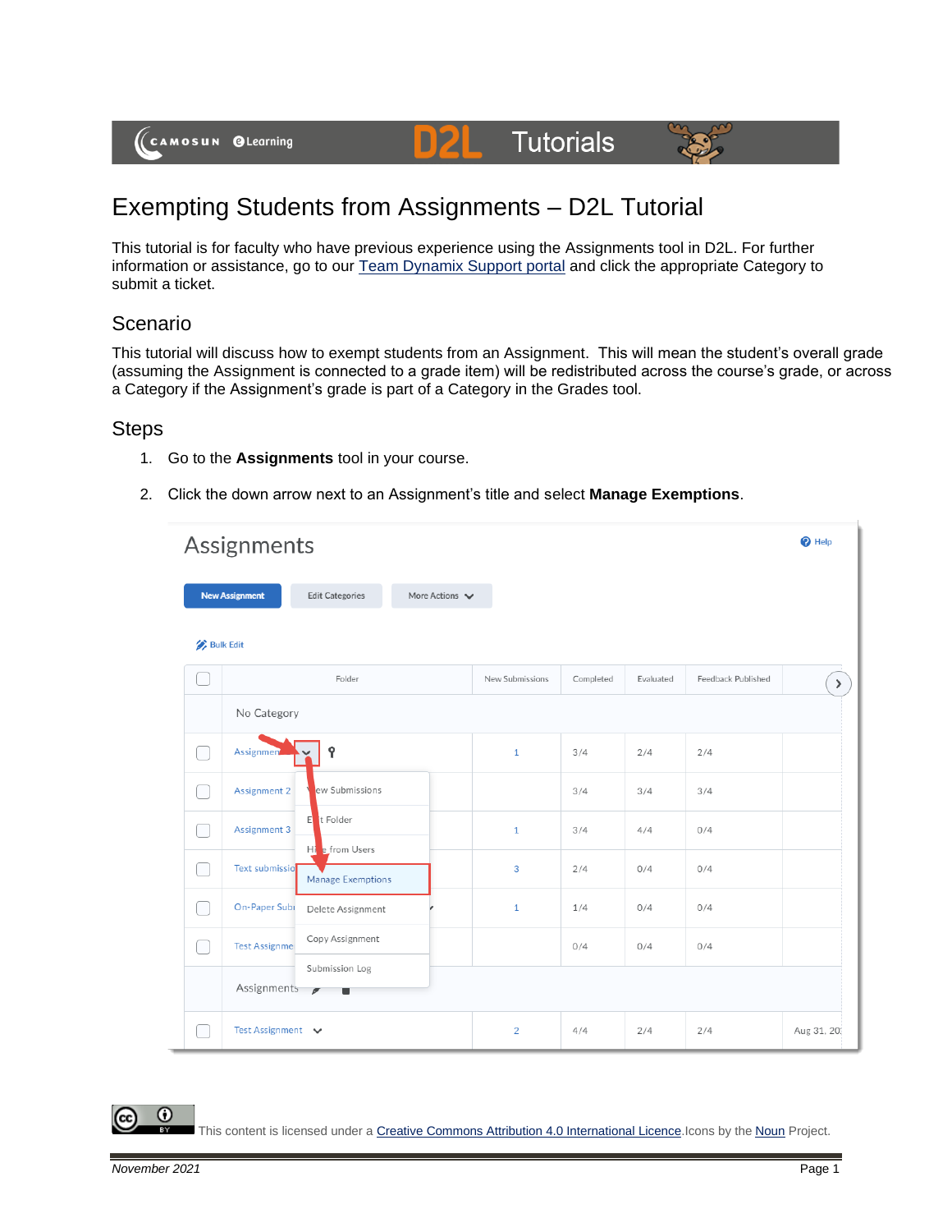# Exempting Students from Assignments – D2L Tutorial

This tutorial is for faculty who have previous experience using the Assignments tool in D2L. For further information or assistance, go to our Team Dynamix Support portal and click the appropriate Category to submit a ticket.

## Scenario

This tutorial will discuss how to exempt students from an Assignment. This will mean the student's overall grade (assuming the Assignment is connected to a grade item) will be redistributed across the course's grade, or across a Category if the Assignment's grade is part of a Category in the Grades tool.

## Steps

1. Go to the **Assignments** tool in your course.
2. Click the down arrow next to an Assignment's title and select **Manage Exemptions**.

This content is licensed under a Creative Commons Attribution 4.0 International Licence. Icons by the Noun Project.

*November 2021*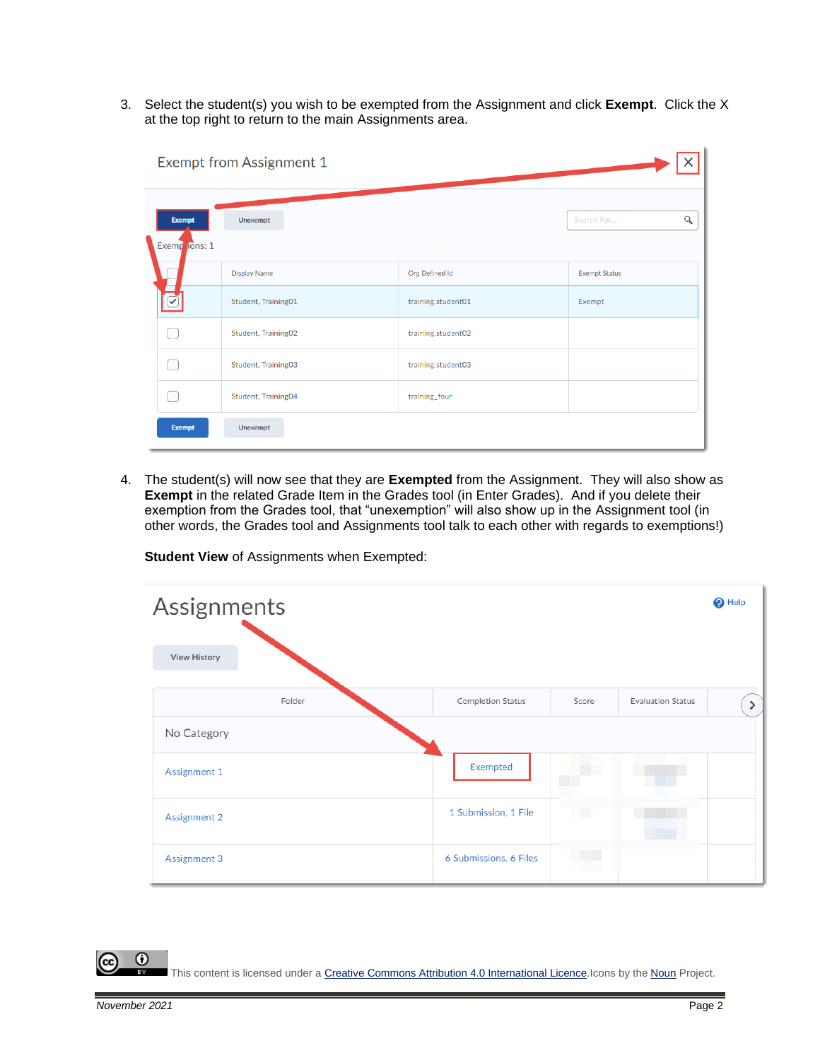3. Select the student(s) you wish to be exempted from the Assignment and click **Exempt**. Click the X at the top right to return to the main Assignments area.

4. The student(s) will now see that they are **Exempted** from the Assignment. They will also show as **Exempt** in the related Grade Item in the Grades tool (in Enter Grades). And if you delete their exemption from the Grades tool, that "unexemption" will also show up in the Assignment tool (in other words, the Grades tool and Assignments tool talk to each other with regards to exemptions!)

   **Student View** of Assignments when Exempted:

This content is licensed under a [Creative Commons Attribution 4.0 International Licence](). Icons by the [Noun]() Project.

*November 2021*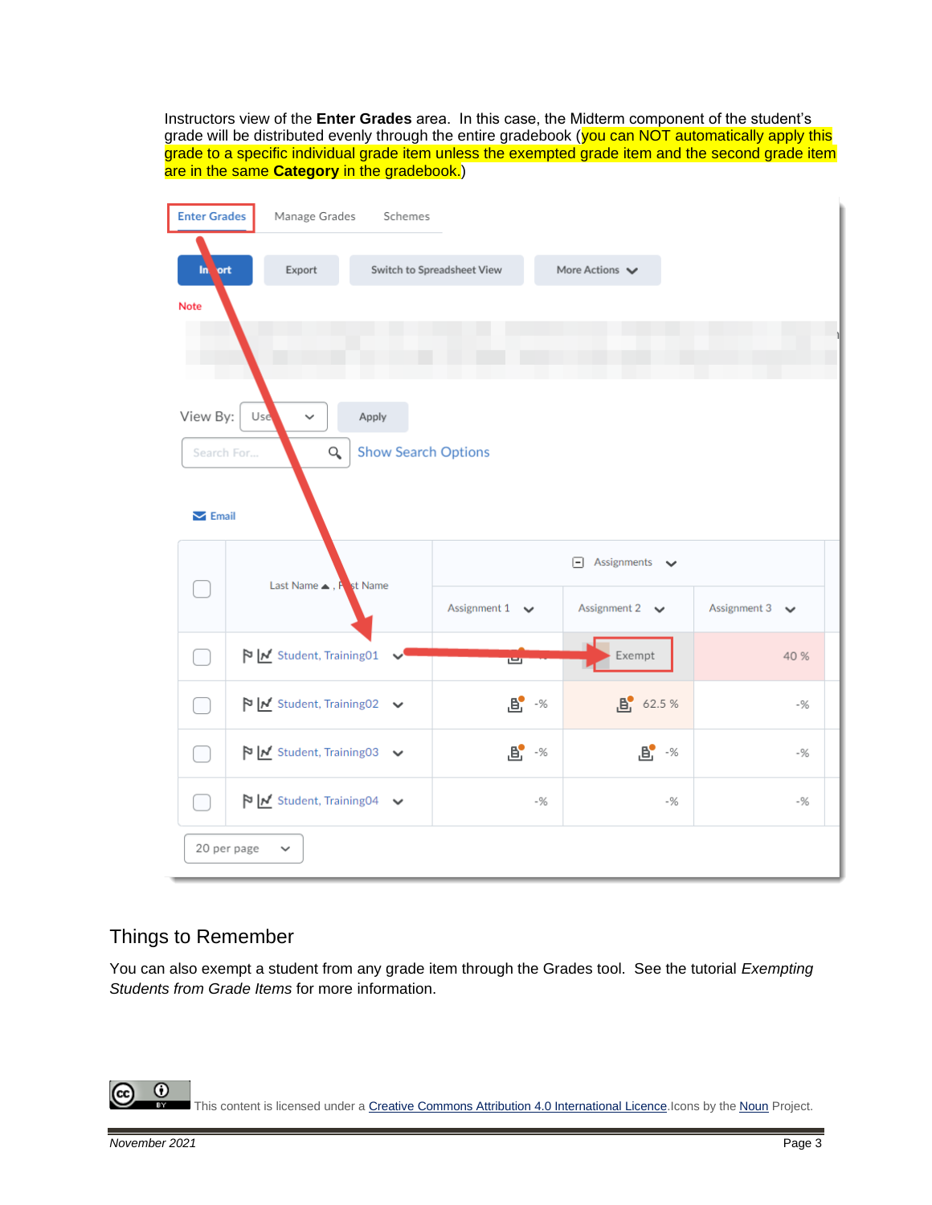Instructors view of the **Enter Grades** area. In this case, the Midterm component of the student's grade will be distributed evenly through the entire gradebook (you can NOT automatically apply this grade to a specific individual grade item unless the exempted grade item and the second grade item are in the same **Category** in the gradebook.)

Enter Grades Manage Grades Schemes

Import Export Switch to Spreadsheet View More Actions

Note

View By: User Apply

Search For... Show Search Options

Email

| | Last Name ▲, First Name | Assignments | | |
|---|---|---|---|---|
| | | Assignment 1 | Assignment 2 | Assignment 3 |
| | Student, Training01 | -% | Exempt | 40 % |
| | Student, Training02 | -% | 62.5 % | -% |
| | Student, Training03 | -% | -% | -% |
| | Student, Training04 | -% | -% | -% |

20 per page

## Things to Remember

You can also exempt a student from any grade item through the Grades tool. See the tutorial *Exempting Students from Grade Items* for more information.

This content is licensed under a Creative Commons Attribution 4.0 International Licence. Icons by the Noun Project.

*November 2021*